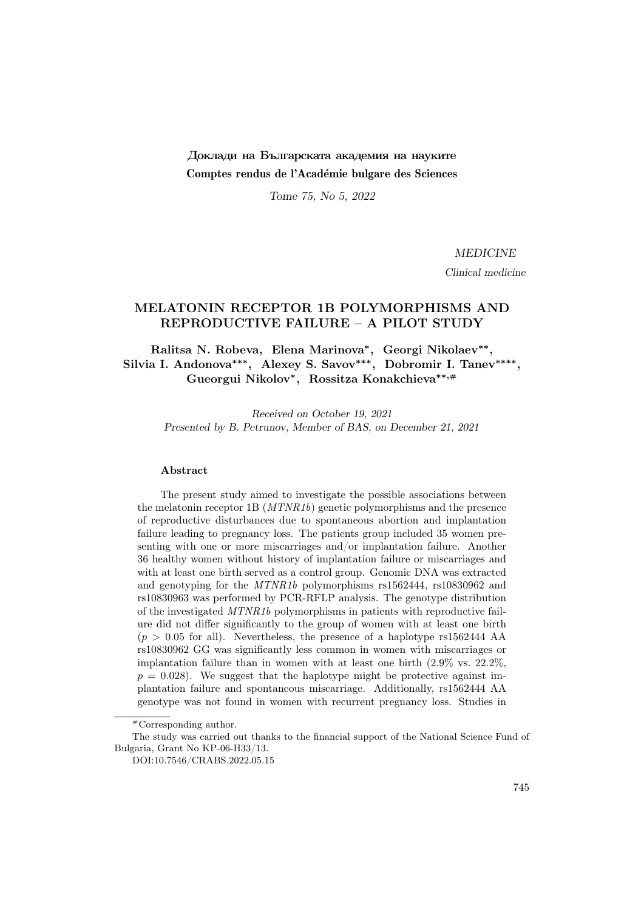Доклади на Българската академия на науките
**Comptes rendus de l'Académie bulgare des Sciences**

*Tome 75, No 5, 2022*

*MEDICINE*

*Clinical medicine*

# MELATONIN RECEPTOR 1B POLYMORPHISMS AND REPRODUCTIVE FAILURE – A PILOT STUDY

**Ralitsa N. Robeva, Elena Marinova*, Georgi Nikolaev**, Silvia I. Andonova***, Alexey S. Savov***, Dobromir I. Tanev****, Gueorgui Nikolov*, Rossitza Konakchieva**,#**

*Received on October 19, 2021*
*Presented by B. Petrunov, Member of BAS, on December 21, 2021*

### Abstract

The present study aimed to investigate the possible associations between the melatonin receptor 1B (*MTNR1b*) genetic polymorphisms and the presence of reproductive disturbances due to spontaneous abortion and implantation failure leading to pregnancy loss. The patients group included 35 women presenting with one or more miscarriages and/or implantation failure. Another 36 healthy women without history of implantation failure or miscarriages and with at least one birth served as a control group. Genomic DNA was extracted and genotyping for the *MTNR1b* polymorphisms rs1562444, rs10830962 and rs10830963 was performed by PCR-RFLP analysis. The genotype distribution of the investigated *MTNR1b* polymorphisms in patients with reproductive failure did not differ significantly to the group of women with at least one birth ($p > 0.05$ for all). Nevertheless, the presence of a haplotype rs1562444 AA rs10830962 GG was significantly less common in women with miscarriages or implantation failure than in women with at least one birth (2.9% vs. 22.2%, $p = 0.028$). We suggest that the haplotype might be protective against implantation failure and spontaneous miscarriage. Additionally, rs1562444 AA genotype was not found in women with recurrent pregnancy loss. Studies in

---

#Corresponding author.

The study was carried out thanks to the financial support of the National Science Fund of Bulgaria, Grant No KP-06-H33/13.

DOI:10.7546/CRABS.2022.05.15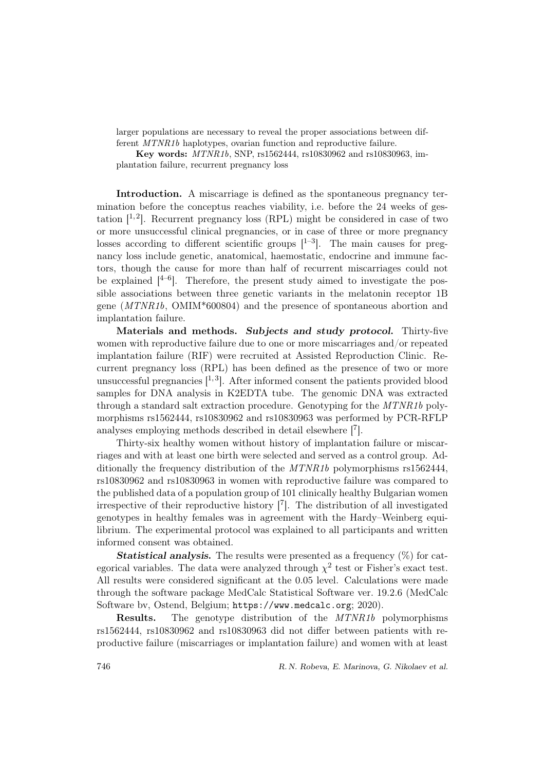larger populations are necessary to reveal the proper associations between different *MTNR1b* haplotypes, ovarian function and reproductive failure.

**Key words:** *MTNR1b*, SNP, rs1562444, rs10830962 and rs10830963, implantation failure, recurrent pregnancy loss

**Introduction.** A miscarriage is defined as the spontaneous pregnancy termination before the conceptus reaches viability, i.e. before the 24 weeks of gestation [1,2]. Recurrent pregnancy loss (RPL) might be considered in case of two or more unsuccessful clinical pregnancies, or in case of three or more pregnancy losses according to different scientific groups [1–3]. The main causes for pregnancy loss include genetic, anatomical, haemostatic, endocrine and immune factors, though the cause for more than half of recurrent miscarriages could not be explained [4–6]. Therefore, the present study aimed to investigate the possible associations between three genetic variants in the melatonin receptor 1B gene (*MTNR1b*, OMIM*600804) and the presence of spontaneous abortion and implantation failure.

**Materials and methods.** ***Subjects and study protocol.*** Thirty-five women with reproductive failure due to one or more miscarriages and/or repeated implantation failure (RIF) were recruited at Assisted Reproduction Clinic. Recurrent pregnancy loss (RPL) has been defined as the presence of two or more unsuccessful pregnancies [1,3]. After informed consent the patients provided blood samples for DNA analysis in K2EDTA tube. The genomic DNA was extracted through a standard salt extraction procedure. Genotyping for the *MTNR1b* polymorphisms rs1562444, rs10830962 and rs10830963 was performed by PCR-RFLP analyses employing methods described in detail elsewhere [7].

Thirty-six healthy women without history of implantation failure or miscarriages and with at least one birth were selected and served as a control group. Additionally the frequency distribution of the *MTNR1b* polymorphisms rs1562444, rs10830962 and rs10830963 in women with reproductive failure was compared to the published data of a population group of 101 clinically healthy Bulgarian women irrespective of their reproductive history [7]. The distribution of all investigated genotypes in healthy females was in agreement with the Hardy–Weinberg equilibrium. The experimental protocol was explained to all participants and written informed consent was obtained.

***Statistical analysis.*** The results were presented as a frequency (%) for categorical variables. The data were analyzed through $\chi^2$ test or Fisher's exact test. All results were considered significant at the 0.05 level. Calculations were made through the software package MedCalc Statistical Software ver. 19.2.6 (MedCalc Software bv, Ostend, Belgium; `https://www.medcalc.org`; 2020).

**Results.** The genotype distribution of the *MTNR1b* polymorphisms rs1562444, rs10830962 and rs10830963 did not differ between patients with reproductive failure (miscarriages or implantation failure) and women with at least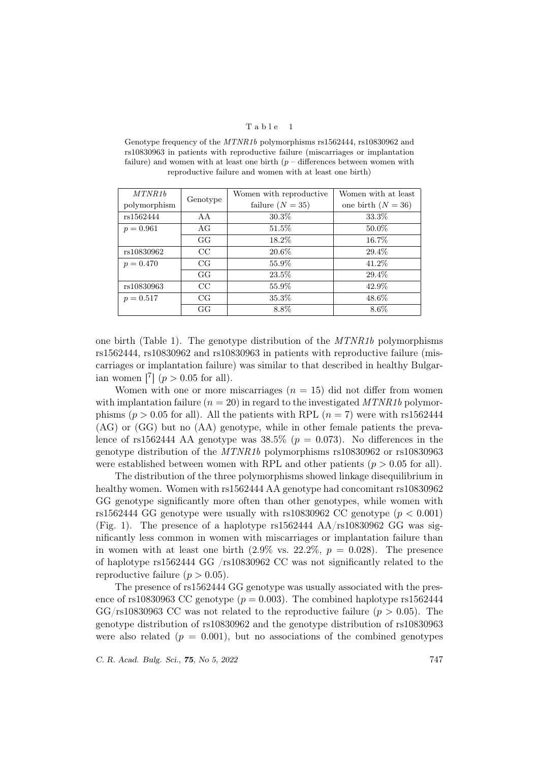Table 1

Genotype frequency of the *MTNR1b* polymorphisms rs1562444, rs10830962 and rs10830963 in patients with reproductive failure (miscarriages or implantation failure) and women with at least one birth ($p$ – differences between women with reproductive failure and women with at least one birth)

| *MTNR1b* polymorphism | Genotype | Women with reproductive failure ($N = 35$) | Women with at least one birth ($N = 36$) |
|---|---|---|---|
| rs1562444 | AA | 30.3% | 33.3% |
| $p = 0.961$ | AG | 51.5% | 50.0% |
| | GG | 18.2% | 16.7% |
| rs10830962 | CC | 20.6% | 29.4% |
| $p = 0.470$ | CG | 55.9% | 41.2% |
| | GG | 23.5% | 29.4% |
| rs10830963 | CC | 55.9% | 42.9% |
| $p = 0.517$ | CG | 35.3% | 48.6% |
| | GG | 8.8% | 8.6% |

one birth (Table 1). The genotype distribution of the *MTNR1b* polymorphisms rs1562444, rs10830962 and rs10830963 in patients with reproductive failure (miscarriages or implantation failure) was similar to that described in healthy Bulgarian women [7] ($p > 0.05$ for all).

Women with one or more miscarriages ($n = 15$) did not differ from women with implantation failure ($n = 20$) in regard to the investigated *MTNR1b* polymorphisms ($p > 0.05$ for all). All the patients with RPL ($n = 7$) were with rs1562444 (AG) or (GG) but no (AA) genotype, while in other female patients the prevalence of rs1562444 AA genotype was 38.5% ($p = 0.073$). No differences in the genotype distribution of the *MTNR1b* polymorphisms rs10830962 or rs10830963 were established between women with RPL and other patients ($p > 0.05$ for all).

The distribution of the three polymorphisms showed linkage disequilibrium in healthy women. Women with rs1562444 AA genotype had concomitant rs10830962 GG genotype significantly more often than other genotypes, while women with rs1562444 GG genotype were usually with rs10830962 CC genotype ($p < 0.001$) (Fig. 1). The presence of a haplotype rs1562444 AA/rs10830962 GG was significantly less common in women with miscarriages or implantation failure than in women with at least one birth (2.9% vs. 22.2%, $p = 0.028$). The presence of haplotype rs1562444 GG /rs10830962 CC was not significantly related to the reproductive failure ($p > 0.05$).

The presence of rs1562444 GG genotype was usually associated with the presence of rs10830963 CC genotype ($p = 0.003$). The combined haplotype rs1562444 GG/rs10830963 CC was not related to the reproductive failure ($p > 0.05$). The genotype distribution of rs10830962 and the genotype distribution of rs10830963 were also related ($p = 0.001$), but no associations of the combined genotypes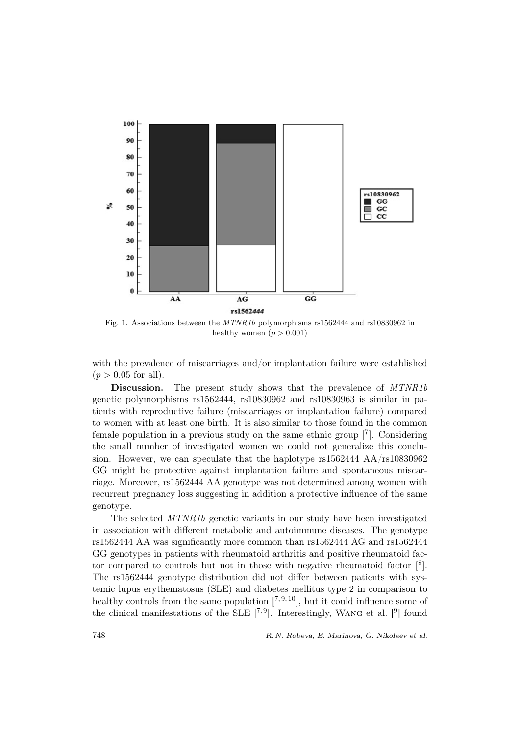Fig. 1. Associations between the *MTNR1b* polymorphisms rs1562444 and rs10830962 in healthy women ($p > 0.001$)

with the prevalence of miscarriages and/or implantation failure were established ($p > 0.05$ for all).

**Discussion.** The present study shows that the prevalence of *MTNR1b* genetic polymorphisms rs1562444, rs10830962 and rs10830963 is similar in patients with reproductive failure (miscarriages or implantation failure) compared to women with at least one birth. It is also similar to those found in the common female population in a previous study on the same ethnic group [7]. Considering the small number of investigated women we could not generalize this conclusion. However, we can speculate that the haplotype rs1562444 AA/rs10830962 GG might be protective against implantation failure and spontaneous miscarriage. Moreover, rs1562444 AA genotype was not determined among women with recurrent pregnancy loss suggesting in addition a protective influence of the same genotype.

The selected *MTNR1b* genetic variants in our study have been investigated in association with different metabolic and autoimmune diseases. The genotype rs1562444 AA was significantly more common than rs1562444 AG and rs1562444 GG genotypes in patients with rheumatoid arthritis and positive rheumatoid factor compared to controls but not in those with negative rheumatoid factor [8]. The rs1562444 genotype distribution did not differ between patients with systemic lupus erythematosus (SLE) and diabetes mellitus type 2 in comparison to healthy controls from the same population [7,9,10], but it could influence some of the clinical manifestations of the SLE [7,9]. Interestingly, Wang et al. [9] found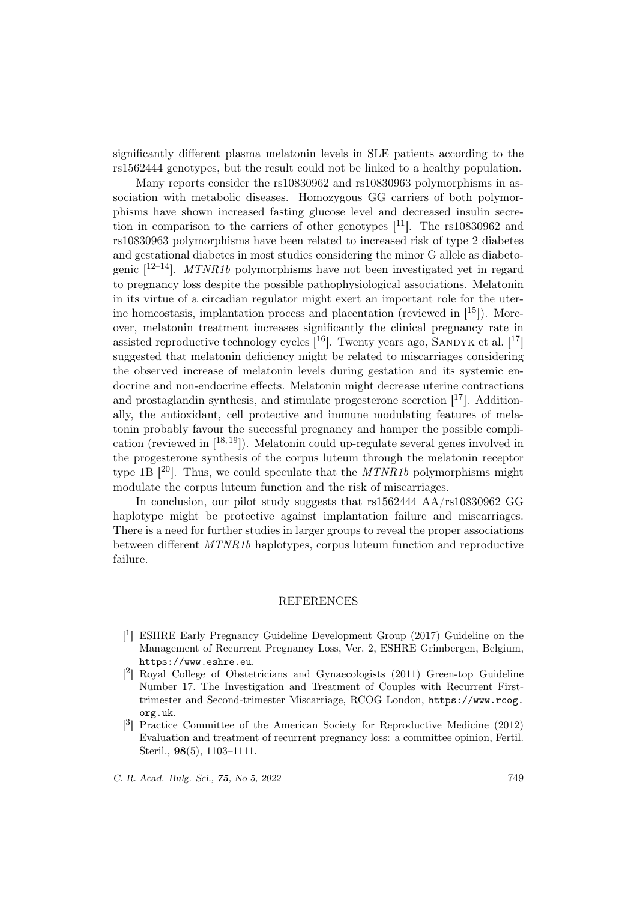significantly different plasma melatonin levels in SLE patients according to the rs1562444 genotypes, but the result could not be linked to a healthy population.

Many reports consider the rs10830962 and rs10830963 polymorphisms in association with metabolic diseases. Homozygous GG carriers of both polymorphisms have shown increased fasting glucose level and decreased insulin secretion in comparison to the carriers of other genotypes [11]. The rs10830962 and rs10830963 polymorphisms have been related to increased risk of type 2 diabetes and gestational diabetes in most studies considering the minor G allele as diabetogenic [12–14]. *MTNR1b* polymorphisms have not been investigated yet in regard to pregnancy loss despite the possible pathophysiological associations. Melatonin in its virtue of a circadian regulator might exert an important role for the uterine homeostasis, implantation process and placentation (reviewed in [15]). Moreover, melatonin treatment increases significantly the clinical pregnancy rate in assisted reproductive technology cycles [16]. Twenty years ago, Sandyk et al. [17] suggested that melatonin deficiency might be related to miscarriages considering the observed increase of melatonin levels during gestation and its systemic endocrine and non-endocrine effects. Melatonin might decrease uterine contractions and prostaglandin synthesis, and stimulate progesterone secretion [17]. Additionally, the antioxidant, cell protective and immune modulating features of melatonin probably favour the successful pregnancy and hamper the possible complication (reviewed in [18,19]). Melatonin could up-regulate several genes involved in the progesterone synthesis of the corpus luteum through the melatonin receptor type 1B [20]. Thus, we could speculate that the *MTNR1b* polymorphisms might modulate the corpus luteum function and the risk of miscarriages.

In conclusion, our pilot study suggests that rs1562444 AA/rs10830962 GG haplotype might be protective against implantation failure and miscarriages. There is a need for further studies in larger groups to reveal the proper associations between different *MTNR1b* haplotypes, corpus luteum function and reproductive failure.

## REFERENCES

[1] ESHRE Early Pregnancy Guideline Development Group (2017) Guideline on the Management of Recurrent Pregnancy Loss, Ver. 2, ESHRE Grimbergen, Belgium, https://www.eshre.eu.

[2] Royal College of Obstetricians and Gynaecologists (2011) Green-top Guideline Number 17. The Investigation and Treatment of Couples with Recurrent First-trimester and Second-trimester Miscarriage, RCOG London, https://www.rcog.org.uk.

[3] Practice Committee of the American Society for Reproductive Medicine (2012) Evaluation and treatment of recurrent pregnancy loss: a committee opinion, Fertil. Steril., **98**(5), 1103–1111.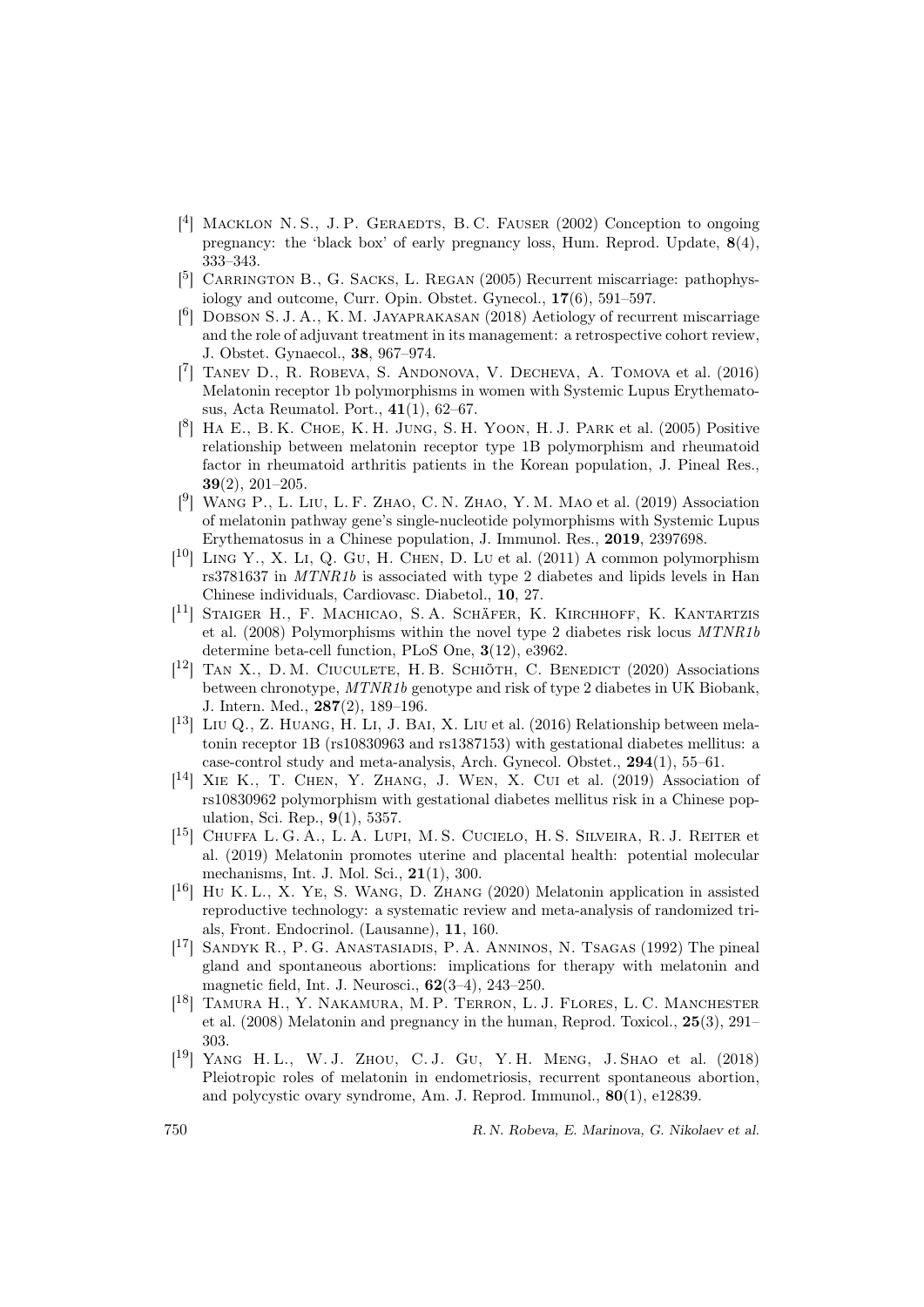[4] Macklon N. S., J. P. Geraedts, B. C. Fauser (2002) Conception to ongoing pregnancy: the 'black box' of early pregnancy loss, Hum. Reprod. Update, **8**(4), 333–343.

[5] Carrington B., G. Sacks, L. Regan (2005) Recurrent miscarriage: pathophysiology and outcome, Curr. Opin. Obstet. Gynecol., **17**(6), 591–597.

[6] Dobson S. J. A., K. M. Jayaprakasan (2018) Aetiology of recurrent miscarriage and the role of adjuvant treatment in its management: a retrospective cohort review, J. Obstet. Gynaecol., **38**, 967–974.

[7] Tanev D., R. Robeva, S. Andonova, V. Decheva, A. Tomova et al. (2016) Melatonin receptor 1b polymorphisms in women with Systemic Lupus Erythematosus, Acta Reumatol. Port., **41**(1), 62–67.

[8] Ha E., B. K. Choe, K. H. Jung, S. H. Yoon, H. J. Park et al. (2005) Positive relationship between melatonin receptor type 1B polymorphism and rheumatoid factor in rheumatoid arthritis patients in the Korean population, J. Pineal Res., **39**(2), 201–205.

[9] Wang P., L. Liu, L. F. Zhao, C. N. Zhao, Y. M. Mao et al. (2019) Association of melatonin pathway gene's single-nucleotide polymorphisms with Systemic Lupus Erythematosus in a Chinese population, J. Immunol. Res., **2019**, 2397698.

[10] Ling Y., X. Li, Q. Gu, H. Chen, D. Lu et al. (2011) A common polymorphism rs3781637 in *MTNR1b* is associated with type 2 diabetes and lipids levels in Han Chinese individuals, Cardiovasc. Diabetol., **10**, 27.

[11] Staiger H., F. Machicao, S. A. Schäfer, K. Kirchhoff, K. Kantartzis et al. (2008) Polymorphisms within the novel type 2 diabetes risk locus *MTNR1b* determine beta-cell function, PLoS One, **3**(12), e3962.

[12] Tan X., D. M. Ciuculete, H. B. Schiöth, C. Benedict (2020) Associations between chronotype, *MTNR1b* genotype and risk of type 2 diabetes in UK Biobank, J. Intern. Med., **287**(2), 189–196.

[13] Liu Q., Z. Huang, H. Li, J. Bai, X. Liu et al. (2016) Relationship between melatonin receptor 1B (rs10830963 and rs1387153) with gestational diabetes mellitus: a case-control study and meta-analysis, Arch. Gynecol. Obstet., **294**(1), 55–61.

[14] Xie K., T. Chen, Y. Zhang, J. Wen, X. Cui et al. (2019) Association of rs10830962 polymorphism with gestational diabetes mellitus risk in a Chinese population, Sci. Rep., **9**(1), 5357.

[15] Chuffa L. G. A., L. A. Lupi, M. S. Cucielo, H. S. Silveira, R. J. Reiter et al. (2019) Melatonin promotes uterine and placental health: potential molecular mechanisms, Int. J. Mol. Sci., **21**(1), 300.

[16] Hu K. L., X. Ye, S. Wang, D. Zhang (2020) Melatonin application in assisted reproductive technology: a systematic review and meta-analysis of randomized trials, Front. Endocrinol. (Lausanne), **11**, 160.

[17] Sandyk R., P. G. Anastasiadis, P. A. Anninos, N. Tsagas (1992) The pineal gland and spontaneous abortions: implications for therapy with melatonin and magnetic field, Int. J. Neurosci., **62**(3–4), 243–250.

[18] Tamura H., Y. Nakamura, M. P. Terron, L. J. Flores, L. C. Manchester et al. (2008) Melatonin and pregnancy in the human, Reprod. Toxicol., **25**(3), 291–303.

[19] Yang H. L., W. J. Zhou, C. J. Gu, Y. H. Meng, J. Shao et al. (2018) Pleiotropic roles of melatonin in endometriosis, recurrent spontaneous abortion, and polycystic ovary syndrome, Am. J. Reprod. Immunol., **80**(1), e12839.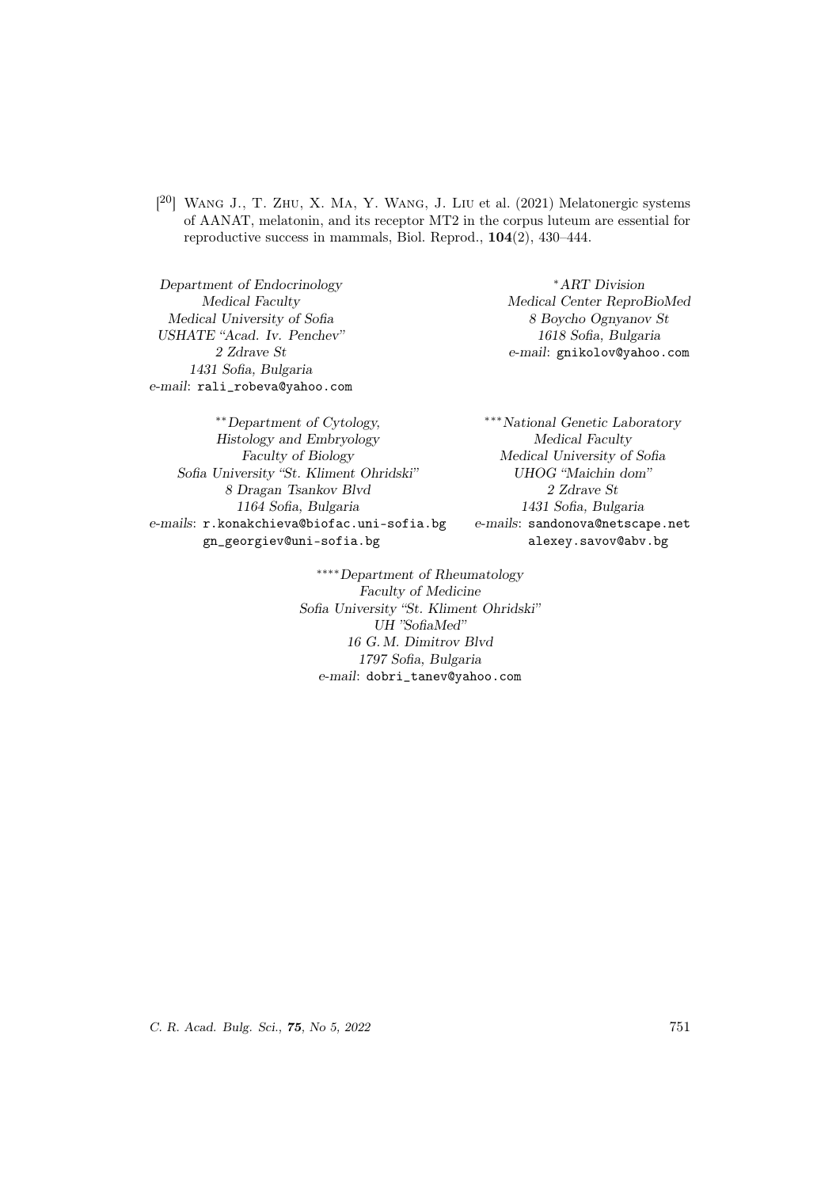[20] Wang J., T. Zhu, X. Ma, Y. Wang, J. Liu et al. (2021) Melatonergic systems of AANAT, melatonin, and its receptor MT2 in the corpus luteum are essential for reproductive success in mammals, Biol. Reprod., **104**(2), 430–444.

*Department of Endocrinology*
*Medical Faculty*
*Medical University of Sofia*
*USHATE "Acad. Iv. Penchev"*
*2 Zdrave St*
*1431 Sofia, Bulgaria*
*e-mail*: rali_robeva@yahoo.com

*ART Division*
*Medical Center ReproBioMed*
*8 Boycho Ognyanov St*
*1618 Sofia, Bulgaria*
*e-mail*: gnikolov@yahoo.com

**Department of Cytology,*
*Histology and Embryology*
*Faculty of Biology*
*Sofia University "St. Kliment Ohridski"*
*8 Dragan Tsankov Blvd*
*1164 Sofia, Bulgaria*
*e-mails*: r.konakchieva@biofac.uni-sofia.bg
gn_georgiev@uni-sofia.bg

***National Genetic Laboratory*
*Medical Faculty*
*Medical University of Sofia*
*UHOG "Maichin dom"*
*2 Zdrave St*
*1431 Sofia, Bulgaria*
*e-mails*: sandonova@netscape.net
alexey.savov@abv.bg

****Department of Rheumatology*
*Faculty of Medicine*
*Sofia University "St. Kliment Ohridski"*
*UH "SofiaMed"*
*16 G. M. Dimitrov Blvd*
*1797 Sofia, Bulgaria*
*e-mail*: dobri_tanev@yahoo.com